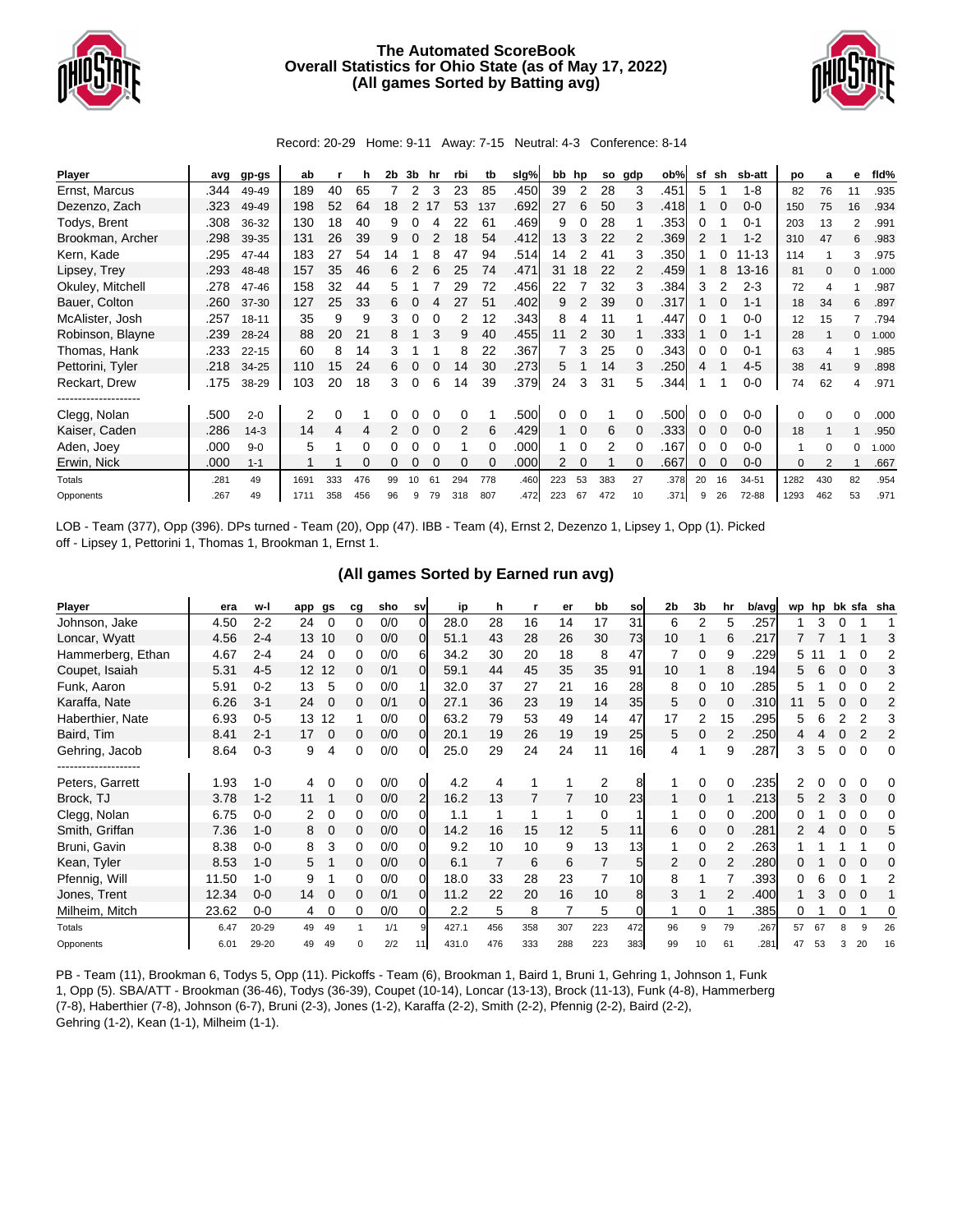# The Automated ScoreBook
## Overall Statistics for Ohio State (as of May 17, 2022)
### (All games Sorted by Batting avg)

Record: 20-29 Home: 9-11 Away: 7-15 Neutral: 4-3 Conference: 8-14

| Player | avg | gp-gs | ab | r | h | 2b | 3b | hr | rbi | tb | slg% | bb | hp | so | gdp | ob% | sf | sh | sb-att | po | a | e | fld% |
|---|---|---|---|---|---|---|---|---|---|---|---|---|---|---|---|---|---|---|---|---|---|---|---|
| Ernst, Marcus | .344 | 49-49 | 189 | 40 | 65 | 7 | 2 | 3 | 23 | 85 | .450 | 39 | 2 | 28 | 3 | .451 | 5 | 1 | 1-8 | 82 | 76 | 11 | .935 |
| Dezenzo, Zach | .323 | 49-49 | 198 | 52 | 64 | 18 | 2 | 17 | 53 | 137 | .692 | 27 | 6 | 50 | 3 | .418 | 1 | 0 | 0-0 | 150 | 75 | 16 | .934 |
| Todys, Brent | .308 | 36-32 | 130 | 18 | 40 | 9 | 0 | 4 | 22 | 61 | .469 | 9 | 0 | 28 | 1 | .353 | 0 | 1 | 0-1 | 203 | 13 | 2 | .991 |
| Brookman, Archer | .298 | 39-35 | 131 | 26 | 39 | 9 | 0 | 2 | 18 | 54 | .412 | 13 | 3 | 22 | 2 | .369 | 2 | 1 | 1-2 | 310 | 47 | 6 | .983 |
| Kern, Kade | .295 | 47-44 | 183 | 27 | 54 | 14 | 1 | 8 | 47 | 94 | .514 | 14 | 2 | 41 | 3 | .350 | 1 | 0 | 11-13 | 114 | 1 | 3 | .975 |
| Lipsey, Trey | .293 | 48-48 | 157 | 35 | 46 | 6 | 2 | 6 | 25 | 74 | .471 | 31 | 18 | 22 | 2 | .459 | 1 | 8 | 13-16 | 81 | 0 | 0 | 1.000 |
| Okuley, Mitchell | .278 | 47-46 | 158 | 32 | 44 | 5 | 1 | 7 | 29 | 72 | .456 | 22 | 7 | 32 | 3 | .384 | 3 | 2 | 2-3 | 72 | 4 | 1 | .987 |
| Bauer, Colton | .260 | 37-30 | 127 | 25 | 33 | 6 | 0 | 4 | 27 | 51 | .402 | 9 | 2 | 39 | 0 | .317 | 1 | 0 | 1-1 | 18 | 34 | 6 | .897 |
| McAlister, Josh | .257 | 18-11 | 35 | 9 | 9 | 3 | 0 | 0 | 2 | 12 | .343 | 8 | 4 | 11 | 1 | .447 | 0 | 1 | 0-0 | 12 | 15 | 7 | .794 |
| Robinson, Blayne | .239 | 28-24 | 88 | 20 | 21 | 8 | 1 | 3 | 9 | 40 | .455 | 11 | 2 | 30 | 1 | .333 | 1 | 0 | 1-1 | 28 | 1 | 0 | 1.000 |
| Thomas, Hank | .233 | 22-15 | 60 | 8 | 14 | 3 | 1 | 1 | 8 | 22 | .367 | 7 | 3 | 25 | 0 | .343 | 0 | 0 | 0-1 | 63 | 4 | 1 | .985 |
| Pettorini, Tyler | .218 | 34-25 | 110 | 15 | 24 | 6 | 0 | 0 | 14 | 30 | .273 | 5 | 1 | 14 | 3 | .250 | 4 | 1 | 4-5 | 38 | 41 | 9 | .898 |
| Reckart, Drew | .175 | 38-29 | 103 | 20 | 18 | 3 | 0 | 6 | 14 | 39 | .379 | 24 | 3 | 31 | 5 | .344 | 1 | 1 | 0-0 | 74 | 62 | 4 | .971 |
| -------------------- | | | | | | | | | | | | | | | | | | | | | | | |
| Clegg, Nolan | .500 | 2-0 | 2 | 0 | 1 | 0 | 0 | 0 | 0 | 1 | .500 | 0 | 0 | 1 | 0 | .500 | 0 | 0 | 0-0 | 0 | 0 | 0 | .000 |
| Kaiser, Caden | .286 | 14-3 | 14 | 4 | 4 | 2 | 0 | 0 | 2 | 6 | .429 | 1 | 0 | 6 | 0 | .333 | 0 | 0 | 0-0 | 18 | 1 | 1 | .950 |
| Aden, Joey | .000 | 9-0 | 5 | 1 | 0 | 0 | 0 | 0 | 1 | 0 | .000 | 1 | 0 | 2 | 0 | .167 | 0 | 0 | 0-0 | 1 | 0 | 0 | 1.000 |
| Erwin, Nick | .000 | 1-1 | 1 | 1 | 0 | 0 | 0 | 0 | 0 | 0 | .000 | 2 | 0 | 1 | 0 | .667 | 0 | 0 | 0-0 | 0 | 2 | 1 | .667 |
| Totals | .281 | 49 | 1691 | 333 | 476 | 99 | 10 | 61 | 294 | 778 | .460 | 223 | 53 | 383 | 27 | .378 | 20 | 16 | 34-51 | 1282 | 430 | 82 | .954 |
| Opponents | .267 | 49 | 1711 | 358 | 456 | 96 | 9 | 79 | 318 | 807 | .472 | 223 | 67 | 472 | 10 | .371 | 9 | 26 | 72-88 | 1293 | 462 | 53 | .971 |

LOB - Team (377), Opp (396). DPs turned - Team (20), Opp (47). IBB - Team (4), Ernst 2, Dezenzo 1, Lipsey 1, Opp (1). Picked off - Lipsey 1, Pettorini 1, Thomas 1, Brookman 1, Ernst 1.

### (All games Sorted by Earned run avg)

| Player | era | w-l | app | gs | cg | sho | sv | ip | h | r | er | bb | so | 2b | 3b | hr | b/avg | wp | hp | bk | sfa | sha |
|---|---|---|---|---|---|---|---|---|---|---|---|---|---|---|---|---|---|---|---|---|---|---|
| Johnson, Jake | 4.50 | 2-2 | 24 | 0 | 0 | 0/0 | 0 | 28.0 | 28 | 16 | 14 | 17 | 31 | 6 | 2 | 5 | .257 | 1 | 3 | 0 | 1 | 1 |
| Loncar, Wyatt | 4.56 | 2-4 | 13 | 10 | 0 | 0/0 | 0 | 51.1 | 43 | 28 | 26 | 30 | 73 | 10 | 1 | 6 | .217 | 7 | 7 | 1 | 1 | 3 |
| Hammerberg, Ethan | 4.67 | 2-4 | 24 | 0 | 0 | 0/0 | 6 | 34.2 | 30 | 20 | 18 | 8 | 47 | 7 | 0 | 9 | .229 | 5 | 11 | 1 | 0 | 2 |
| Coupet, Isaiah | 5.31 | 4-5 | 12 | 12 | 0 | 0/1 | 0 | 59.1 | 44 | 45 | 35 | 35 | 91 | 10 | 1 | 8 | .194 | 5 | 6 | 0 | 0 | 3 |
| Funk, Aaron | 5.91 | 0-2 | 13 | 5 | 0 | 0/0 | 1 | 32.0 | 37 | 27 | 21 | 16 | 28 | 8 | 0 | 10 | .285 | 5 | 1 | 0 | 0 | 2 |
| Karaffa, Nate | 6.26 | 3-1 | 24 | 0 | 0 | 0/1 | 0 | 27.1 | 36 | 23 | 19 | 14 | 35 | 5 | 0 | 0 | .310 | 11 | 5 | 0 | 0 | 2 |
| Haberthier, Nate | 6.93 | 0-5 | 13 | 12 | 1 | 0/0 | 0 | 63.2 | 79 | 53 | 49 | 14 | 47 | 17 | 2 | 15 | .295 | 5 | 6 | 2 | 2 | 3 |
| Baird, Tim | 8.41 | 2-1 | 17 | 0 | 0 | 0/0 | 0 | 20.1 | 19 | 26 | 19 | 19 | 25 | 5 | 0 | 2 | .250 | 4 | 4 | 0 | 2 | 2 |
| Gehring, Jacob | 8.64 | 0-3 | 9 | 4 | 0 | 0/0 | 0 | 25.0 | 29 | 24 | 24 | 11 | 16 | 4 | 1 | 9 | .287 | 3 | 5 | 0 | 0 | 0 |
| -------------------- | | | | | | | | | | | | | | | | | | | | | | |
| Peters, Garrett | 1.93 | 1-0 | 4 | 0 | 0 | 0/0 | 0 | 4.2 | 4 | 1 | 1 | 2 | 8 | 1 | 0 | 0 | .235 | 2 | 0 | 0 | 0 | 0 |
| Brock, TJ | 3.78 | 1-2 | 11 | 1 | 0 | 0/0 | 2 | 16.2 | 13 | 7 | 7 | 10 | 23 | 1 | 0 | 1 | .213 | 5 | 2 | 3 | 0 | 0 |
| Clegg, Nolan | 6.75 | 0-0 | 2 | 0 | 0 | 0/0 | 0 | 1.1 | 1 | 1 | 1 | 0 | 1 | 1 | 0 | 0 | .200 | 0 | 1 | 0 | 0 | 0 |
| Smith, Griffan | 7.36 | 1-0 | 8 | 0 | 0 | 0/0 | 0 | 14.2 | 16 | 15 | 12 | 5 | 11 | 6 | 0 | 0 | .281 | 2 | 4 | 0 | 0 | 5 |
| Bruni, Gavin | 8.38 | 0-0 | 8 | 3 | 0 | 0/0 | 0 | 9.2 | 10 | 10 | 9 | 13 | 13 | 1 | 0 | 2 | .263 | 1 | 1 | 1 | 1 | 0 |
| Kean, Tyler | 8.53 | 1-0 | 5 | 1 | 0 | 0/0 | 0 | 6.1 | 7 | 6 | 6 | 7 | 5 | 2 | 0 | 2 | .280 | 0 | 1 | 0 | 0 | 0 |
| Pfennig, Will | 11.50 | 1-0 | 9 | 1 | 0 | 0/0 | 0 | 18.0 | 33 | 28 | 23 | 7 | 10 | 8 | 1 | 7 | .393 | 0 | 6 | 0 | 1 | 2 |
| Jones, Trent | 12.34 | 0-0 | 14 | 0 | 0 | 0/1 | 0 | 11.2 | 22 | 20 | 16 | 10 | 8 | 3 | 1 | 2 | .400 | 1 | 3 | 0 | 0 | 1 |
| Milheim, Mitch | 23.62 | 0-0 | 4 | 0 | 0 | 0/0 | 0 | 2.2 | 5 | 8 | 7 | 5 | 0 | 1 | 0 | 1 | .385 | 0 | 1 | 0 | 1 | 0 |
| Totals | 6.47 | 20-29 | 49 | 49 | 1 | 1/1 | 9 | 427.1 | 456 | 358 | 307 | 223 | 472 | 96 | 9 | 79 | .267 | 57 | 67 | 8 | 9 | 26 |
| Opponents | 6.01 | 29-20 | 49 | 49 | 0 | 2/2 | 11 | 431.0 | 476 | 333 | 288 | 223 | 383 | 99 | 10 | 61 | .281 | 47 | 53 | 3 | 20 | 16 |

PB - Team (11), Brookman 6, Todys 5, Opp (11). Pickoffs - Team (6), Brookman 1, Baird 1, Bruni 1, Gehring 1, Johnson 1, Funk 1, Opp (5). SBA/ATT - Brookman (36-46), Todys (36-39), Coupet (10-14), Loncar (13-13), Brock (11-13), Funk (4-8), Hammerberg (7-8), Haberthier (7-8), Johnson (6-7), Bruni (2-3), Jones (1-2), Karaffa (2-2), Smith (2-2), Pfennig (2-2), Baird (2-2), Gehring (1-2), Kean (1-1), Milheim (1-1).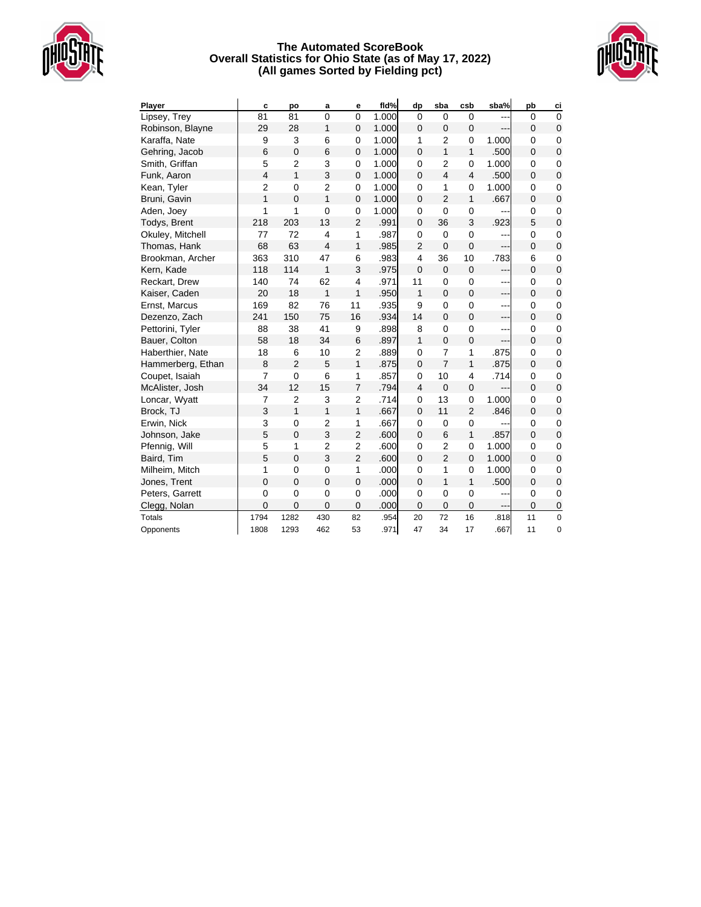# The Automated ScoreBook
## Overall Statistics for Ohio State (as of May 17, 2022)
## (All games Sorted by Fielding pct)

| Player | c | po | a | e | fld% | dp | sba | csb | sba% | pb | ci |
|---|---|---|---|---|---|---|---|---|---|---|---|
| Lipsey, Trey | 81 | 81 | 0 | 0 | 1.000 | 0 | 0 | 0 | --- | 0 | 0 |
| Robinson, Blayne | 29 | 28 | 1 | 0 | 1.000 | 0 | 0 | 0 | --- | 0 | 0 |
| Karaffa, Nate | 9 | 3 | 6 | 0 | 1.000 | 1 | 2 | 0 | 1.000 | 0 | 0 |
| Gehring, Jacob | 6 | 0 | 6 | 0 | 1.000 | 0 | 1 | 1 | .500 | 0 | 0 |
| Smith, Griffan | 5 | 2 | 3 | 0 | 1.000 | 0 | 2 | 0 | 1.000 | 0 | 0 |
| Funk, Aaron | 4 | 1 | 3 | 0 | 1.000 | 0 | 4 | 4 | .500 | 0 | 0 |
| Kean, Tyler | 2 | 0 | 2 | 0 | 1.000 | 0 | 1 | 0 | 1.000 | 0 | 0 |
| Bruni, Gavin | 1 | 0 | 1 | 0 | 1.000 | 0 | 2 | 1 | .667 | 0 | 0 |
| Aden, Joey | 1 | 1 | 0 | 0 | 1.000 | 0 | 0 | 0 | --- | 0 | 0 |
| Todys, Brent | 218 | 203 | 13 | 2 | .991 | 0 | 36 | 3 | .923 | 5 | 0 |
| Okuley, Mitchell | 77 | 72 | 4 | 1 | .987 | 0 | 0 | 0 | --- | 0 | 0 |
| Thomas, Hank | 68 | 63 | 4 | 1 | .985 | 2 | 0 | 0 | --- | 0 | 0 |
| Brookman, Archer | 363 | 310 | 47 | 6 | .983 | 4 | 36 | 10 | .783 | 6 | 0 |
| Kern, Kade | 118 | 114 | 1 | 3 | .975 | 0 | 0 | 0 | --- | 0 | 0 |
| Reckart, Drew | 140 | 74 | 62 | 4 | .971 | 11 | 0 | 0 | --- | 0 | 0 |
| Kaiser, Caden | 20 | 18 | 1 | 1 | .950 | 1 | 0 | 0 | --- | 0 | 0 |
| Ernst, Marcus | 169 | 82 | 76 | 11 | .935 | 9 | 0 | 0 | --- | 0 | 0 |
| Dezenzo, Zach | 241 | 150 | 75 | 16 | .934 | 14 | 0 | 0 | --- | 0 | 0 |
| Pettorini, Tyler | 88 | 38 | 41 | 9 | .898 | 8 | 0 | 0 | --- | 0 | 0 |
| Bauer, Colton | 58 | 18 | 34 | 6 | .897 | 1 | 0 | 0 | --- | 0 | 0 |
| Haberthier, Nate | 18 | 6 | 10 | 2 | .889 | 0 | 7 | 1 | .875 | 0 | 0 |
| Hammerberg, Ethan | 8 | 2 | 5 | 1 | .875 | 0 | 7 | 1 | .875 | 0 | 0 |
| Coupet, Isaiah | 7 | 0 | 6 | 1 | .857 | 0 | 10 | 4 | .714 | 0 | 0 |
| McAlister, Josh | 34 | 12 | 15 | 7 | .794 | 4 | 0 | 0 | --- | 0 | 0 |
| Loncar, Wyatt | 7 | 2 | 3 | 2 | .714 | 0 | 13 | 0 | 1.000 | 0 | 0 |
| Brock, TJ | 3 | 1 | 1 | 1 | .667 | 0 | 11 | 2 | .846 | 0 | 0 |
| Erwin, Nick | 3 | 0 | 2 | 1 | .667 | 0 | 0 | 0 | --- | 0 | 0 |
| Johnson, Jake | 5 | 0 | 3 | 2 | .600 | 0 | 6 | 1 | .857 | 0 | 0 |
| Pfennig, Will | 5 | 1 | 2 | 2 | .600 | 0 | 2 | 0 | 1.000 | 0 | 0 |
| Baird, Tim | 5 | 0 | 3 | 2 | .600 | 0 | 2 | 0 | 1.000 | 0 | 0 |
| Milheim, Mitch | 1 | 0 | 0 | 1 | .000 | 0 | 1 | 0 | 1.000 | 0 | 0 |
| Jones, Trent | 0 | 0 | 0 | 0 | .000 | 0 | 1 | 1 | .500 | 0 | 0 |
| Peters, Garrett | 0 | 0 | 0 | 0 | .000 | 0 | 0 | 0 | --- | 0 | 0 |
| Clegg, Nolan | 0 | 0 | 0 | 0 | .000 | 0 | 0 | 0 | --- | 0 | 0 |
| Totals | 1794 | 1282 | 430 | 82 | .954 | 20 | 72 | 16 | .818 | 11 | 0 |
| Opponents | 1808 | 1293 | 462 | 53 | .971 | 47 | 34 | 17 | .667 | 11 | 0 |